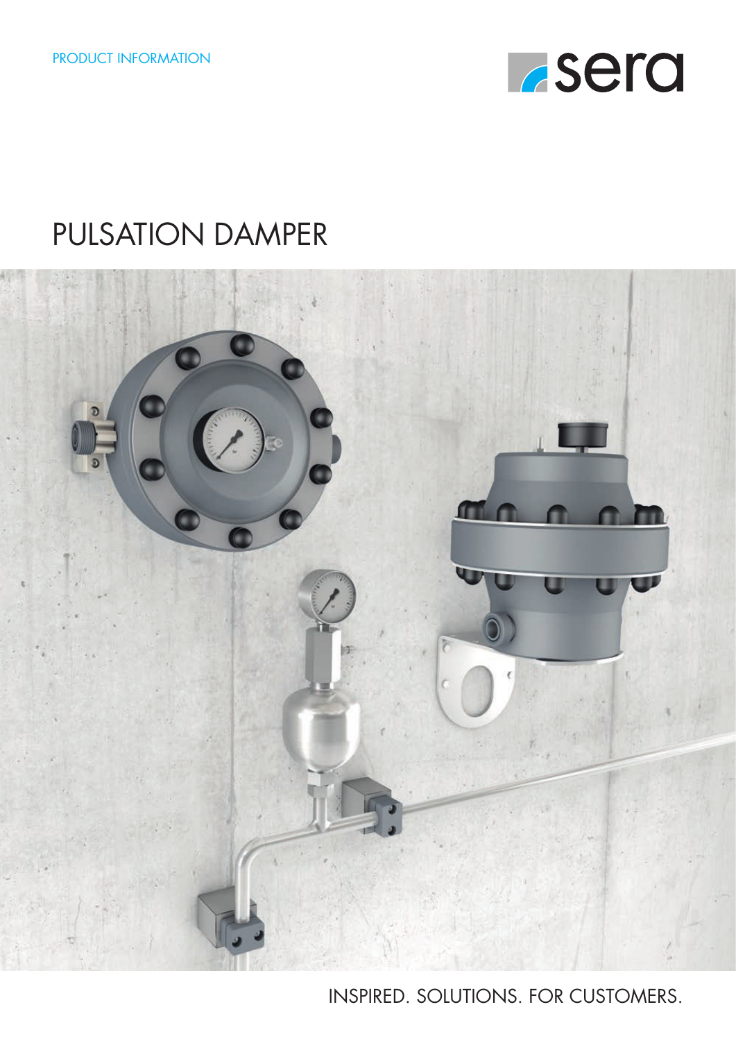PRODUCT INFORMATION

sera

# PULSATION DAMPER

INSPIRED. SOLUTIONS. FOR CUSTOMERS.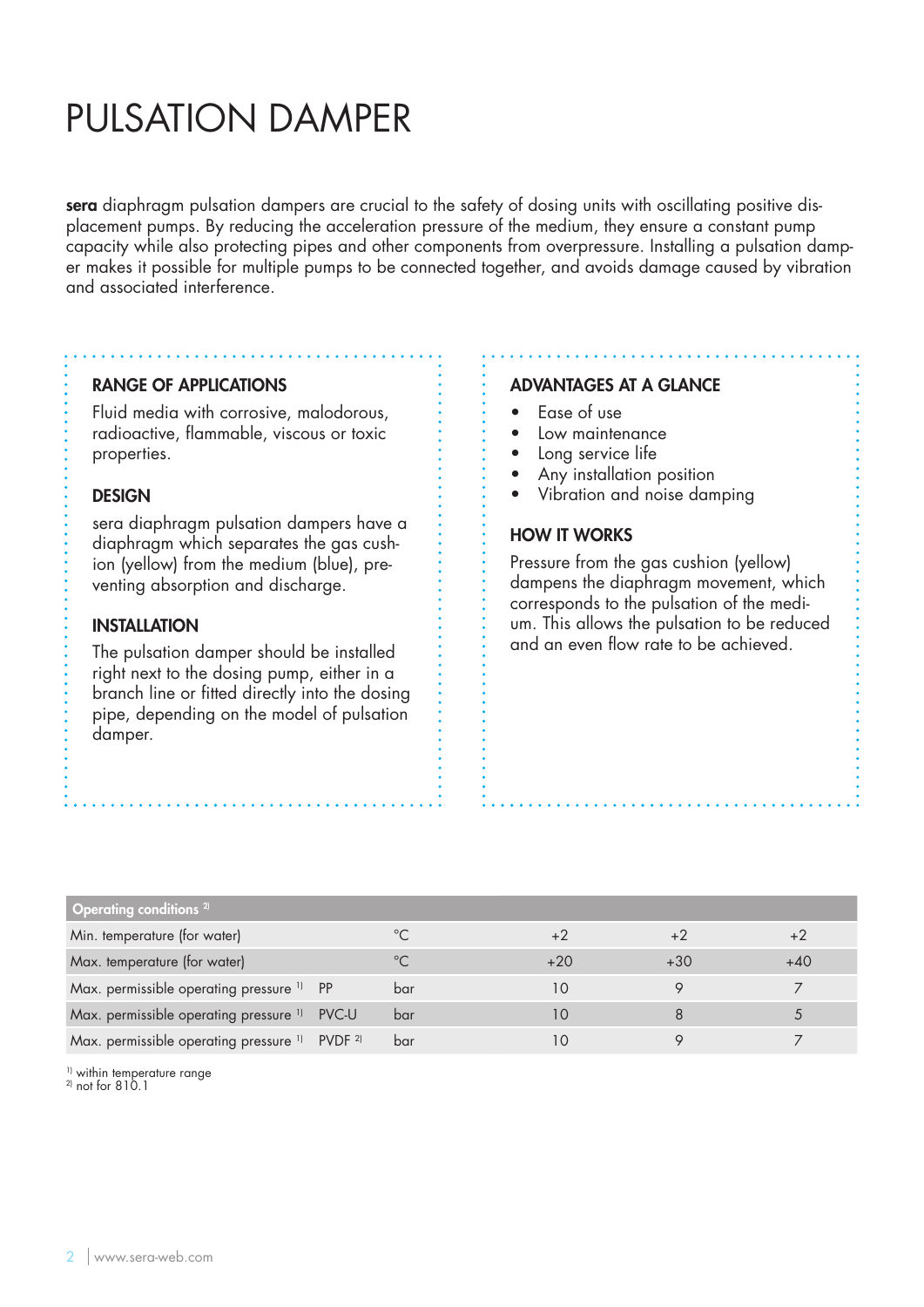# PULSATION DAMPER

**sera** diaphragm pulsation dampers are crucial to the safety of dosing units with oscillating positive displacement pumps. By reducing the acceleration pressure of the medium, they ensure a constant pump capacity while also protecting pipes and other components from overpressure. Installing a pulsation damper makes it possible for multiple pumps to be connected together, and avoids damage caused by vibration and associated interference.

## RANGE OF APPLICATIONS

Fluid media with corrosive, malodorous, radioactive, flammable, viscous or toxic properties.

## DESIGN

sera diaphragm pulsation dampers have a diaphragm which separates the gas cushion (yellow) from the medium (blue), preventing absorption and discharge.

## INSTALLATION

The pulsation damper should be installed right next to the dosing pump, either in a branch line or fitted directly into the dosing pipe, depending on the model of pulsation damper.

## ADVANTAGES AT A GLANCE

- Ease of use
- Low maintenance
- Long service life
- Any installation position
- Vibration and noise damping

## HOW IT WORKS

Pressure from the gas cushion (yellow) dampens the diaphragm movement, which corresponds to the pulsation of the medium. This allows the pulsation to be reduced and an even flow rate to be achieved.

| Operating conditions [2] | | | | | |
|---|---|---|---|---|---|
| Min. temperature (for water) | | °C | +2 | +2 | +2 |
| Max. temperature (for water) | | °C | +20 | +30 | +40 |
| Max. permissible operating pressure [1] | PP | bar | 10 | 9 | 7 |
| Max. permissible operating pressure [1] | PVC-U | bar | 10 | 8 | 5 |
| Max. permissible operating pressure [1] | PVDF [2] | bar | 10 | 9 | 7 |

[1] within temperature range
[2] not for 810.1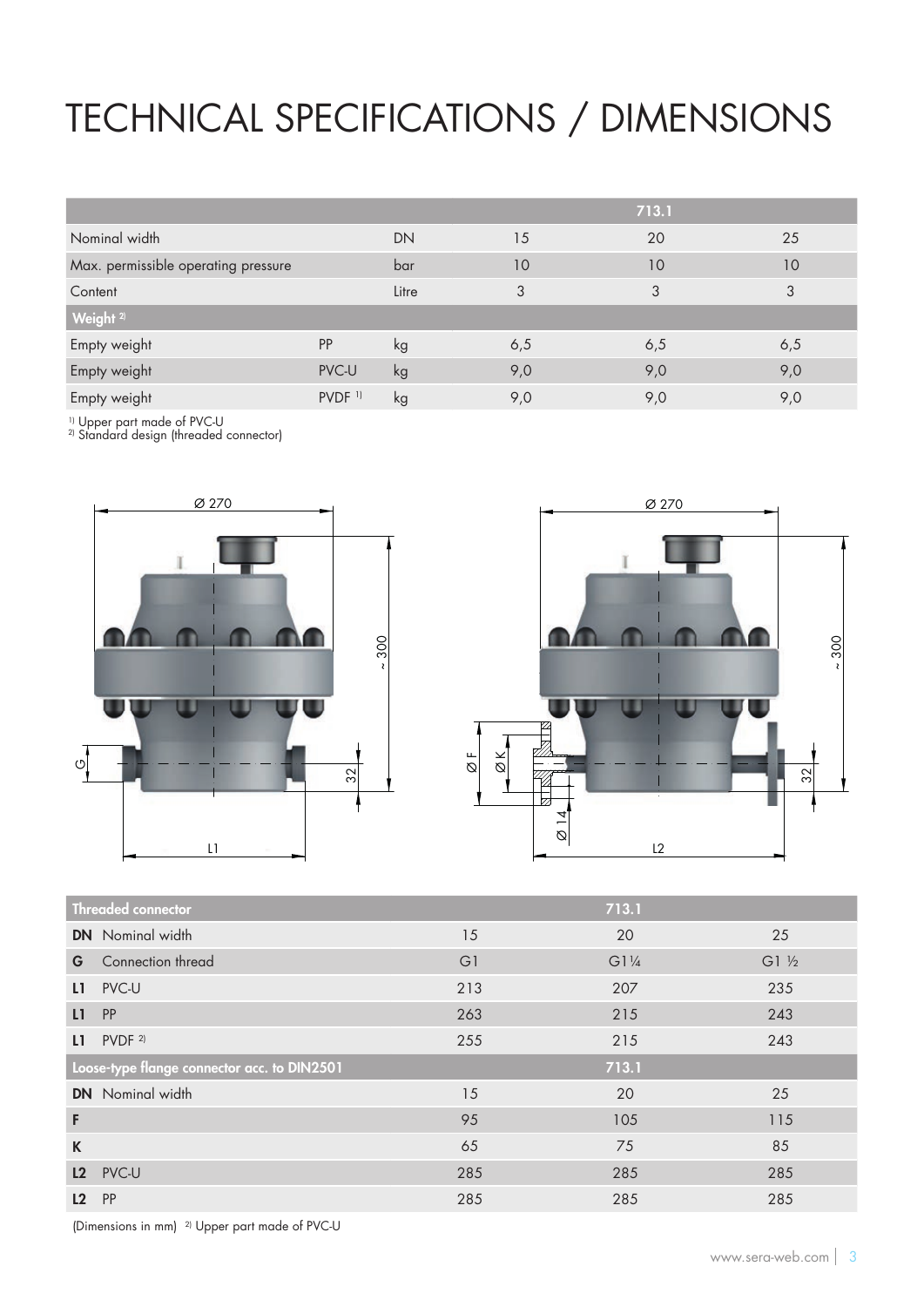# TECHNICAL SPECIFICATIONS / DIMENSIONS

| | | | 713.1 | | |
|---|---|---|---|---|---|
| Nominal width | | DN | 15 | 20 | 25 |
| Max. permissible operating pressure | | bar | 10 | 10 | 10 |
| Content | | Litre | 3 | 3 | 3 |
| **Weight [2]** | | | | | |
| Empty weight | PP | kg | 6,5 | 6,5 | 6,5 |
| Empty weight | PVC-U | kg | 9,0 | 9,0 | 9,0 |
| Empty weight | PVDF [1] | kg | 9,0 | 9,0 | 9,0 |

[1] Upper part made of PVC-U
[2] Standard design (threaded connector)

| Threaded connector | | 713.1 | |
|---|---|---|---|
| **DN** Nominal width | 15 | 20 | 25 |
| **G** Connection thread | G1 | G1¼ | G1 ½ |
| **L1** PVC-U | 213 | 207 | 235 |
| **L1** PP | 263 | 215 | 243 |
| **L1** PVDF [2] | 255 | 215 | 243 |
| **Loose-type flange connector acc. to DIN2501** | | **713.1** | |
| **DN** Nominal width | 15 | 20 | 25 |
| **F** | 95 | 105 | 115 |
| **K** | 65 | 75 | 85 |
| **L2** PVC-U | 285 | 285 | 285 |
| **L2** PP | 285 | 285 | 285 |

(Dimensions in mm) [2] Upper part made of PVC-U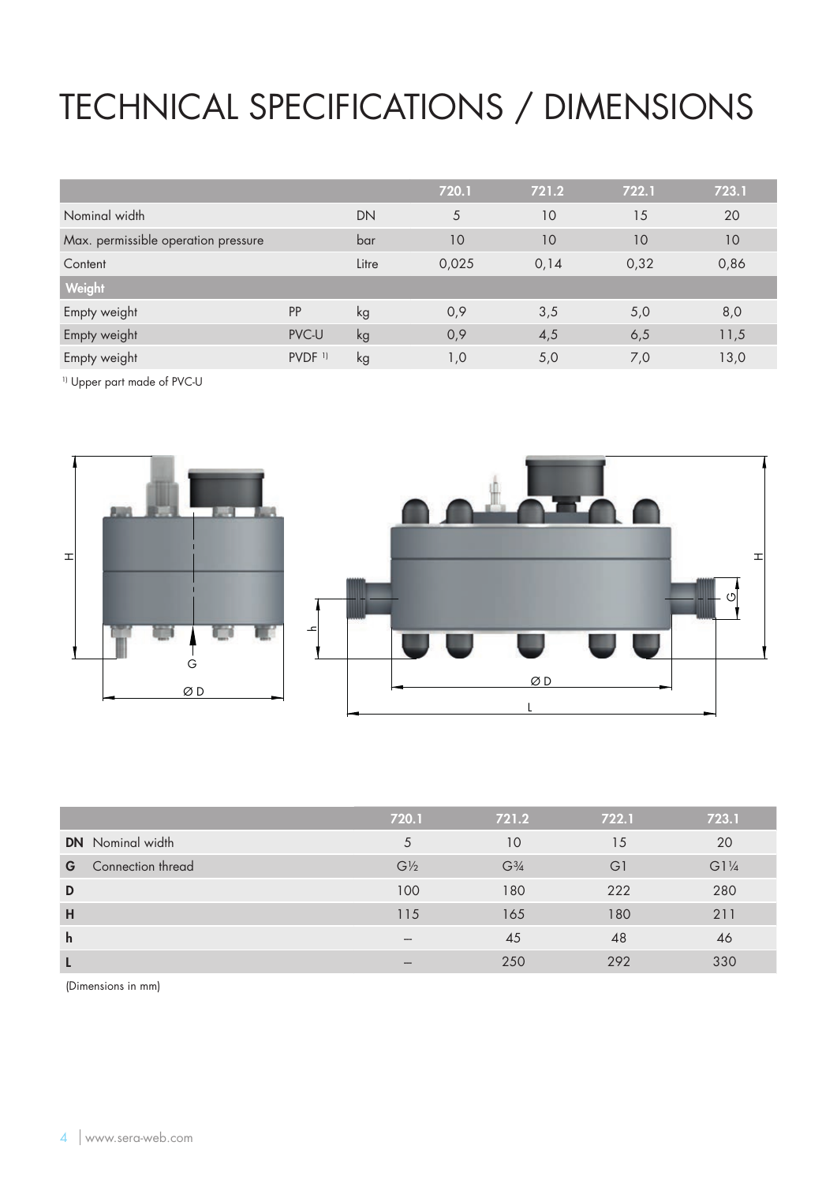# TECHNICAL SPECIFICATIONS / DIMENSIONS

| | | | 720.1 | 721.2 | 722.1 | 723.1 |
|---|---|---|---|---|---|---|
| Nominal width | | DN | 5 | 10 | 15 | 20 |
| Max. permissible operation pressure | | bar | 10 | 10 | 10 | 10 |
| Content | | Litre | 0,025 | 0,14 | 0,32 | 0,86 |
| **Weight** | | | | | | |
| Empty weight | PP | kg | 0,9 | 3,5 | 5,0 | 8,0 |
| Empty weight | PVC-U | kg | 0,9 | 4,5 | 6,5 | 11,5 |
| Empty weight | PVDF [1] | kg | 1,0 | 5,0 | 7,0 | 13,0 |

[1] Upper part made of PVC-U

| | | 720.1 | 721.2 | 722.1 | 723.1 |
|---|---|---|---|---|---|
| **DN** | Nominal width | 5 | 10 | 15 | 20 |
| **G** | Connection thread | G½ | G¾ | G1 | G1¼ |
| **D** | | 100 | 180 | 222 | 280 |
| **H** | | 115 | 165 | 180 | 211 |
| **h** | | – | 45 | 48 | 46 |
| **L** | | – | 250 | 292 | 330 |

(Dimensions in mm)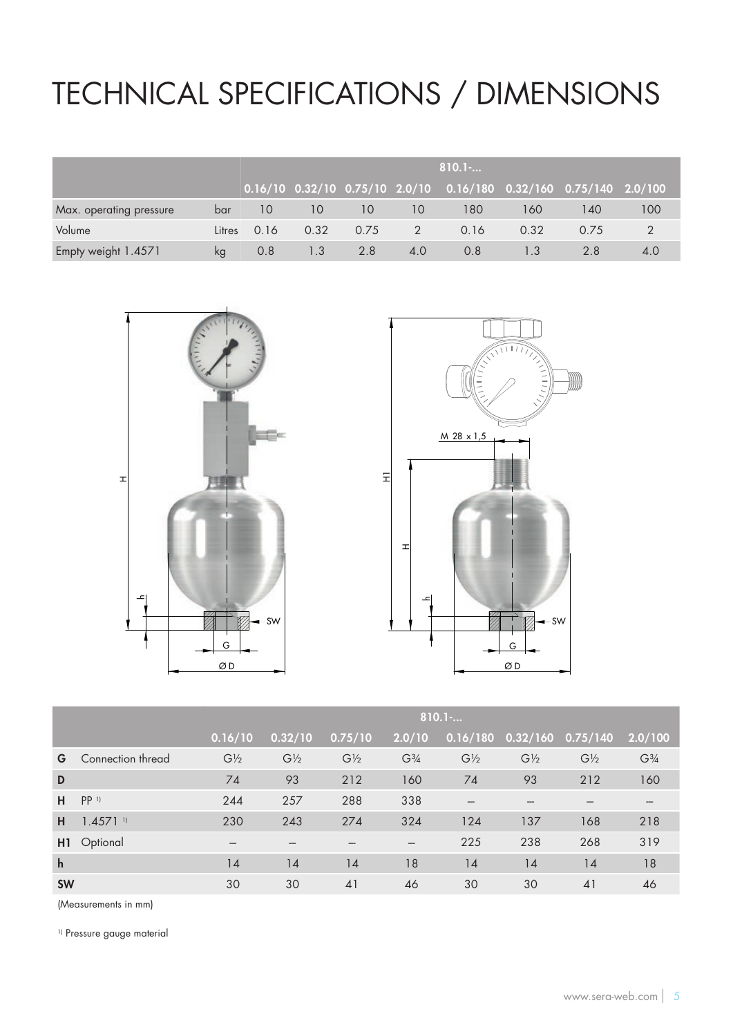# TECHNICAL SPECIFICATIONS / DIMENSIONS

| | | 810.1-... | | | | | | | |
|---|---|---|---|---|---|---|---|---|---|
| | | 0.16/10 | 0.32/10 | 0.75/10 | 2.0/10 | 0.16/180 | 0.32/160 | 0.75/140 | 2.0/100 |
| Max. operating pressure | bar | 10 | 10 | 10 | 10 | 180 | 160 | 140 | 100 |
| Volume | Litres | 0.16 | 0.32 | 0.75 | 2 | 0.16 | 0.32 | 0.75 | 2 |
| Empty weight 1.4571 | kg | 0.8 | 1.3 | 2.8 | 4.0 | 0.8 | 1.3 | 2.8 | 4.0 |

| | | 810.1-... | | | | | | | |
|---|---|---|---|---|---|---|---|---|---|
| | | 0.16/10 | 0.32/10 | 0.75/10 | 2.0/10 | 0.16/180 | 0.32/160 | 0.75/140 | 2.0/100 |
| **G** | Connection thread | G½ | G½ | G½ | G¾ | G½ | G½ | G½ | G¾ |
| **D** | | 74 | 93 | 212 | 160 | 74 | 93 | 212 | 160 |
| **H** | PP [1] | 244 | 257 | 288 | 338 | – | – | – | – |
| **H** | 1.4571 [1] | 230 | 243 | 274 | 324 | 124 | 137 | 168 | 218 |
| **H1** | Optional | – | – | – | – | 225 | 238 | 268 | 319 |
| **h** | | 14 | 14 | 14 | 18 | 14 | 14 | 14 | 18 |
| **SW** | | 30 | 30 | 41 | 46 | 30 | 30 | 41 | 46 |

(Measurements in mm)

[1] Pressure gauge material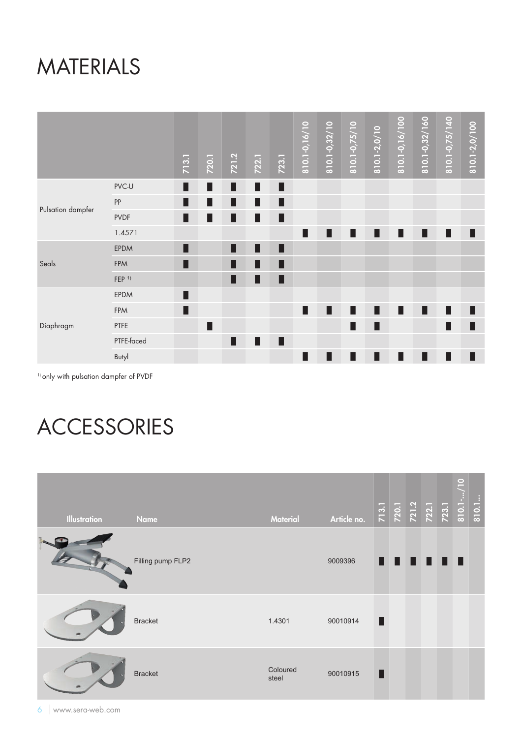# MATERIALS

| | | 713.1 | 720.1 | 721.2 | 722.1 | 723.1 | 810.1-0,16/10 | 810.1-0,32/10 | 810.1-0,75/10 | 810.1-2,0/10 | 810.1-0,16/100 | 810.1-0,32/160 | 810.1-0,75/140 | 810.1-2,0/100 |
|---|---|---|---|---|---|---|---|---|---|---|---|---|---|---|
| Pulsation dampfer | PVC-U | ■ | ■ | ■ | ■ | ■ | | | | | | | | |
| | PP | ■ | ■ | ■ | ■ | ■ | | | | | | | | |
| | PVDF | ■ | ■ | ■ | ■ | ■ | | | | | | | | |
| | 1.4571 | | | | | | ■ | ■ | ■ | ■ | ■ | ■ | ■ | ■ |
| Seals | EPDM | ■ | | ■ | ■ | ■ | | | | | | | | |
| | FPM | ■ | | ■ | ■ | ■ | | | | | | | | |
| | FEP [1)] | | | ■ | ■ | ■ | | | | | | | | |
| Diaphragm | EPDM | ■ | | | | | | | | | | | | |
| | FPM | ■ | | | | | ■ | ■ | ■ | ■ | ■ | ■ | ■ | ■ |
| | PTFE | | ■ | | | | | | ■ | ■ | | | ■ | ■ |
| | PTFE-faced | | | ■ | ■ | ■ | | | | | | | | |
| | Butyl | | | | | | ■ | ■ | ■ | ■ | ■ | ■ | ■ | ■ |

[1)] only with pulsation dampfer of PVDF

# ACCESSORIES

| Illustration | Name | Material | Article no. | 713.1 | 720.1 | 721.2 | 722.1 | 723.1 | 810.1-.../10 | 810.1... |
|---|---|---|---|---|---|---|---|---|---|---|
| | Filling pump FLP2 | | 9009396 | ■ | ■ | ■ | ■ | ■ | ■ | |
| | Bracket | 1.4301 | 90010914 | ■ | | | | | | |
| | Bracket | Coloured steel | 90010915 | ■ | | | | | | |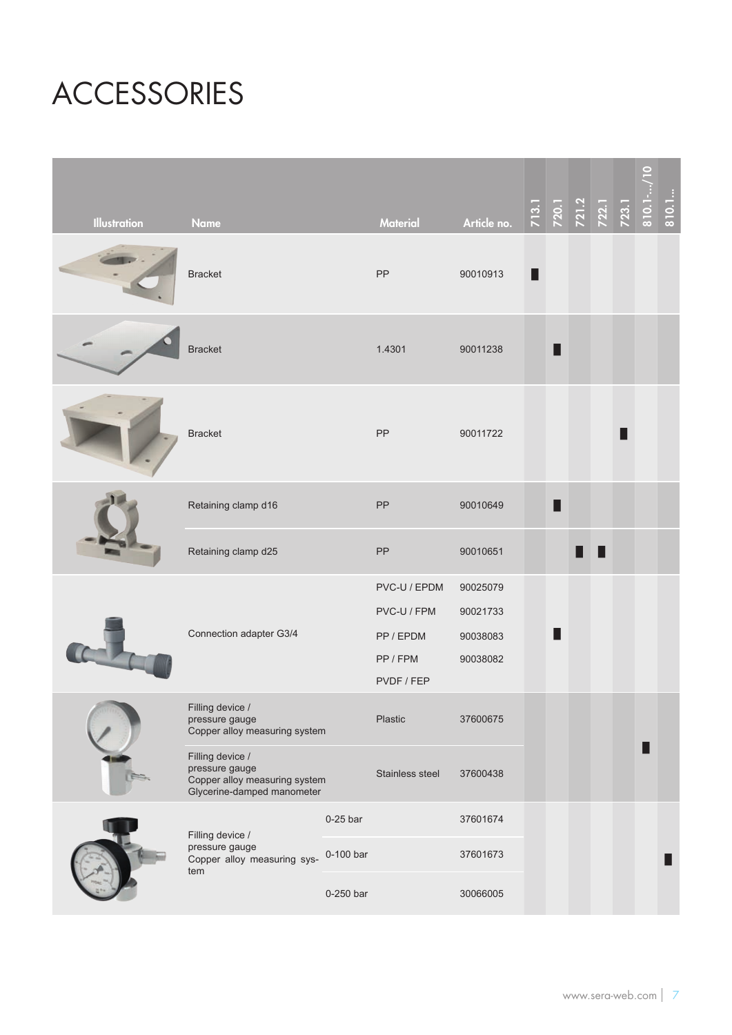# ACCESSORIES

| Illustration | Name | Material | Article no. | 713.1 | 720.1 | 721.2 | 722.1 | 723.1 | 810.1-.../10 | 810.1... |
|---|---|---|---|---|---|---|---|---|---|---|
| | Bracket | PP | 90010913 | ■ | | | | | | |
| | Bracket | 1.4301 | 90011238 | | ■ | | | | | |
| | Bracket | PP | 90011722 | | | | | ■ | | |
| | Retaining clamp d16 | PP | 90010649 | | ■ | | | | | |
| | Retaining clamp d25 | PP | 90010651 | | | ■ | ■ | | | |
| | Connection adapter G3/4 | PVC-U / EPDM | 90025079 | | ■ | | | | | |
| | | PVC-U / FPM | 90021733 | | | | | | | |
| | | PP / EPDM | 90038083 | | | | | | | |
| | | PP / FPM | 90038082 | | | | | | | |
| | | PVDF / FEP | | | | | | | | |
| | Filling device / pressure gauge Copper alloy measuring system | Plastic | 37600675 | | | | | | ■ | |
| | Filling device / pressure gauge Copper alloy measuring system Glycerine-damped manometer | Stainless steel | 37600438 | | | | | | | |
| | Filling device / pressure gauge Copper alloy measuring system | 0-25 bar | 37601674 | | | | | | | ■ |
| | | 0-100 bar | 37601673 | | | | | | | |
| | | 0-250 bar | 30066005 | | | | | | | |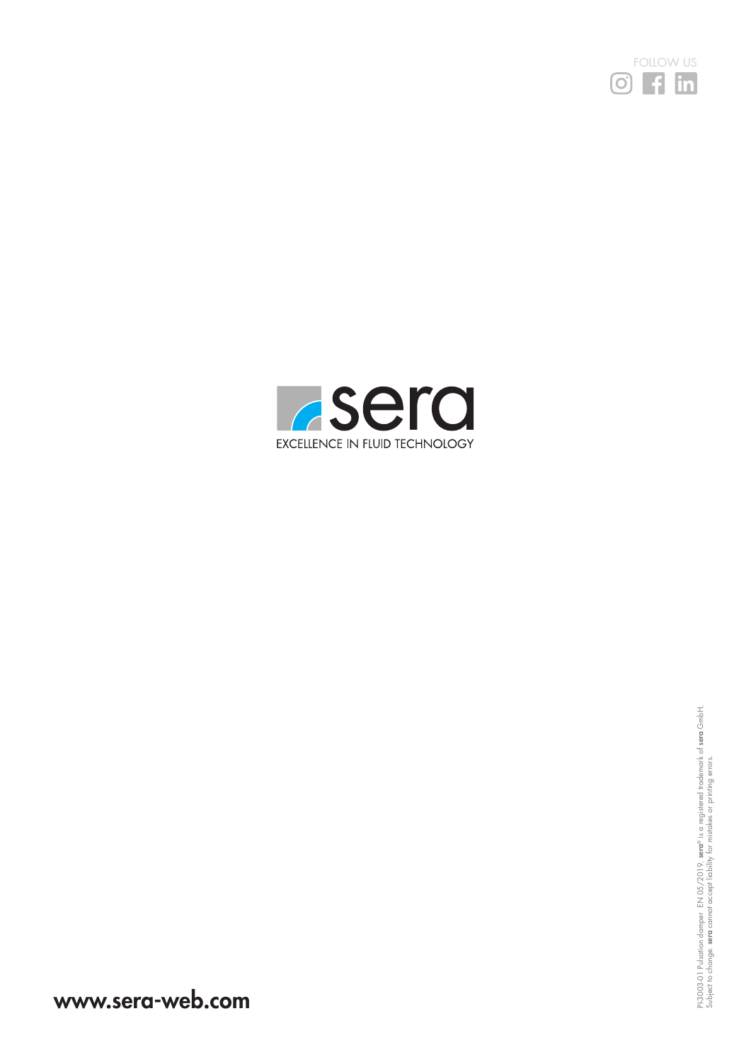FOLLOW US

sera

EXCELLENCE IN FLUID TECHNOLOGY

PI3003-01 Pulsation damper EN 05/2019. **sera**® is a registered trademark of **sera** GmbH.
Subject to change. **sera** cannot accept liability for mistakes or printing errors.

**www.sera-web.com**